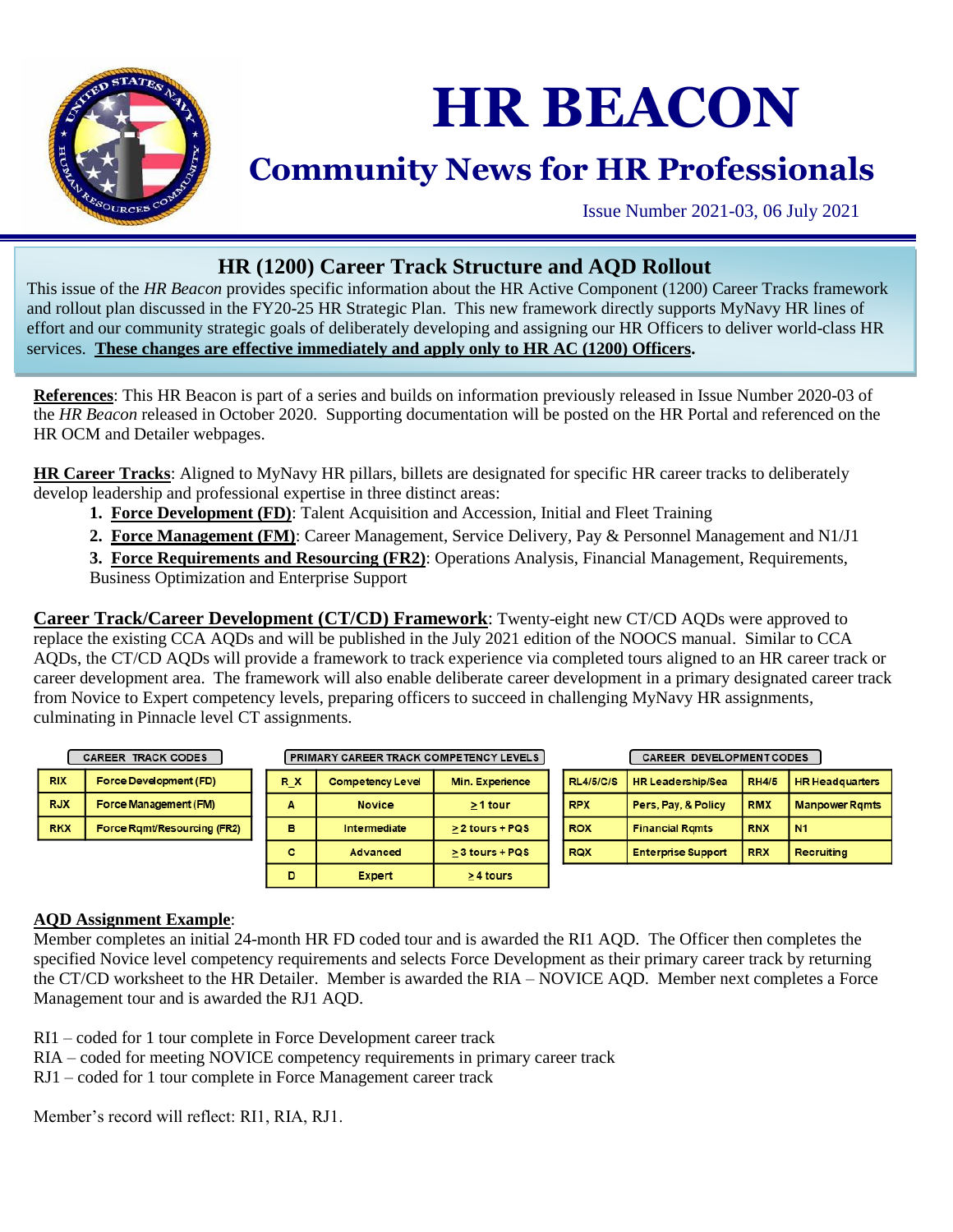# HR BEACON

## Community News for HR Professionals

Issue Number 2021-03, 06 July 2021

## HR (1200) Career Track Structure and AQD Rollout

This issue of the *HR Beacon* provides specific information about the HR Active Component (1200) Career Tracks framework and rollout plan discussed in the FY20-25 HR Strategic Plan. This new framework directly supports MyNavy HR lines of effort and our community strategic goals of deliberately developing and assigning our HR Officers to deliver world-class HR services. **These changes are effective immediately and apply only to HR AC (1200) Officers.**

**References**: This HR Beacon is part of a series and builds on information previously released in Issue Number 2020-03 of the *HR Beacon* released in October 2020. Supporting documentation will be posted on the HR Portal and referenced on the HR OCM and Detailer webpages.

**HR Career Tracks**: Aligned to MyNavy HR pillars, billets are designated for specific HR career tracks to deliberately develop leadership and professional expertise in three distinct areas:

1. **Force Development (FD)**: Talent Acquisition and Accession, Initial and Fleet Training
2. **Force Management (FM)**: Career Management, Service Delivery, Pay & Personnel Management and N1/J1
3. **Force Requirements and Resourcing (FR2)**: Operations Analysis, Financial Management, Requirements, Business Optimization and Enterprise Support

**Career Track/Career Development (CT/CD) Framework**: Twenty-eight new CT/CD AQDs were approved to replace the existing CCA AQDs and will be published in the July 2021 edition of the NOOCS manual. Similar to CCA AQDs, the CT/CD AQDs will provide a framework to track experience via completed tours aligned to an HR career track or career development area. The framework will also enable deliberate career development in a primary designated career track from Novice to Expert competency levels, preparing officers to succeed in challenging MyNavy HR assignments, culminating in Pinnacle level CT assignments.

**CAREER TRACK CODES**

| | |
|---|---|
| RIX | Force Development (FD) |
| RJX | Force Management (FM) |
| RKX | Force Rqmt/Resourcing (FR2) |

**PRIMARY CAREER TRACK COMPETENCY LEVELS**

| R_X | Competency Level | Min. Experience |
|---|---|---|
| A | Novice | ≥ 1 tour |
| B | Intermediate | ≥ 2 tours + PQS |
| C | Advanced | ≥ 3 tours + PQS |
| D | Expert | ≥ 4 tours |

**CAREER DEVELOPMENT CODES**

| | | | |
|---|---|---|---|
| RL4/5/C/S | HR Leadership/Sea | RH4/5 | HR Headquarters |
| RPX | Pers, Pay, & Policy | RMX | Manpower Rqmts |
| ROX | Financial Rqmts | RNX | N1 |
| RQX | Enterprise Support | RRX | Recruiting |

**AQD Assignment Example**:
Member completes an initial 24-month HR FD coded tour and is awarded the RI1 AQD. The Officer then completes the specified Novice level competency requirements and selects Force Development as their primary career track by returning the CT/CD worksheet to the HR Detailer. Member is awarded the RIA – NOVICE AQD. Member next completes a Force Management tour and is awarded the RJ1 AQD.

RI1 – coded for 1 tour complete in Force Development career track
RIA – coded for meeting NOVICE competency requirements in primary career track
RJ1 – coded for 1 tour complete in Force Management career track

Member's record will reflect: RI1, RIA, RJ1.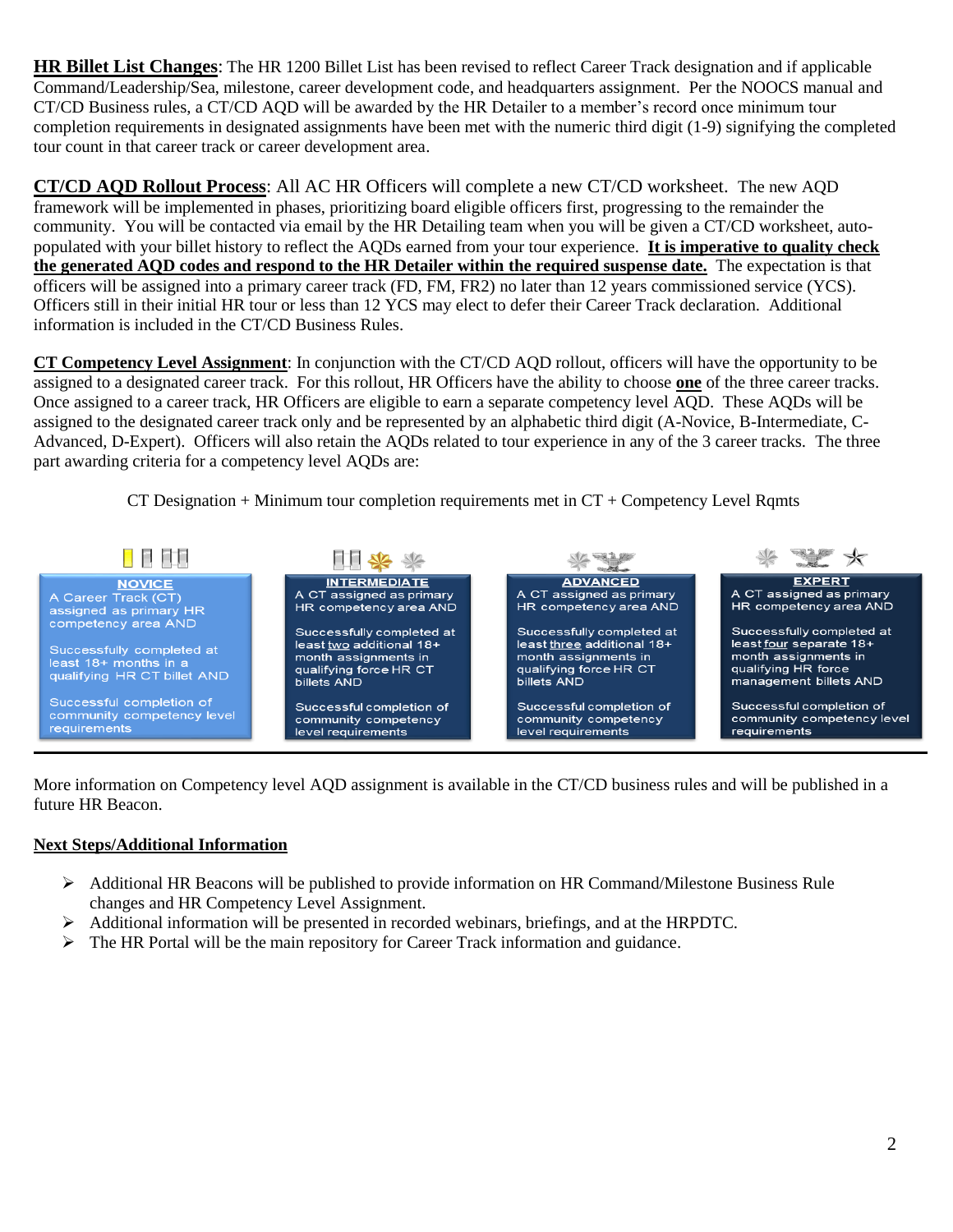**HR Billet List Changes**: The HR 1200 Billet List has been revised to reflect Career Track designation and if applicable Command/Leadership/Sea, milestone, career development code, and headquarters assignment. Per the NOOCS manual and CT/CD Business rules, a CT/CD AQD will be awarded by the HR Detailer to a member's record once minimum tour completion requirements in designated assignments have been met with the numeric third digit (1-9) signifying the completed tour count in that career track or career development area.

**CT/CD AQD Rollout Process**: All AC HR Officers will complete a new CT/CD worksheet. The new AQD framework will be implemented in phases, prioritizing board eligible officers first, progressing to the remainder the community. You will be contacted via email by the HR Detailing team when you will be given a CT/CD worksheet, auto-populated with your billet history to reflect the AQDs earned from your tour experience. **It is imperative to quality check the generated AQD codes and respond to the HR Detailer within the required suspense date.** The expectation is that officers will be assigned into a primary career track (FD, FM, FR2) no later than 12 years commissioned service (YCS). Officers still in their initial HR tour or less than 12 YCS may elect to defer their Career Track declaration. Additional information is included in the CT/CD Business Rules.

**CT Competency Level Assignment**: In conjunction with the CT/CD AQD rollout, officers will have the opportunity to be assigned to a designated career track. For this rollout, HR Officers have the ability to choose **one** of the three career tracks. Once assigned to a career track, HR Officers are eligible to earn a separate competency level AQD. These AQDs will be assigned to the designated career track only and be represented by an alphabetic third digit (A-Novice, B-Intermediate, C-Advanced, D-Expert). Officers will also retain the AQDs related to tour experience in any of the 3 career tracks. The three part awarding criteria for a competency level AQDs are:

CT Designation + Minimum tour completion requirements met in CT + Competency Level Rqmts

| NOVICE | INTERMEDIATE | ADVANCED | EXPERT |
|---|---|---|---|
| A Career Track (CT) assigned as primary HR competency area AND | A CT assigned as primary HR competency area AND | A CT assigned as primary HR competency area AND | A CT assigned as primary HR competency area AND |
| Successfully completed at least 18+ months in a qualifying HR CT billet AND | Successfully completed at least two additional 18+ month assignments in qualifying force HR CT billets AND | Successfully completed at least three additional 18+ month assignments in qualifying force HR CT billets AND | Successfully completed at least four separate 18+ month assignments in qualifying HR force management billets AND |
| Successful completion of community competency level requirements | Successful completion of community competency level requirements | Successful completion of community competency level requirements | Successful completion of community competency level requirements |

More information on Competency level AQD assignment is available in the CT/CD business rules and will be published in a future HR Beacon.

**Next Steps/Additional Information**

- Additional HR Beacons will be published to provide information on HR Command/Milestone Business Rule changes and HR Competency Level Assignment.
- Additional information will be presented in recorded webinars, briefings, and at the HRPDTC.
- The HR Portal will be the main repository for Career Track information and guidance.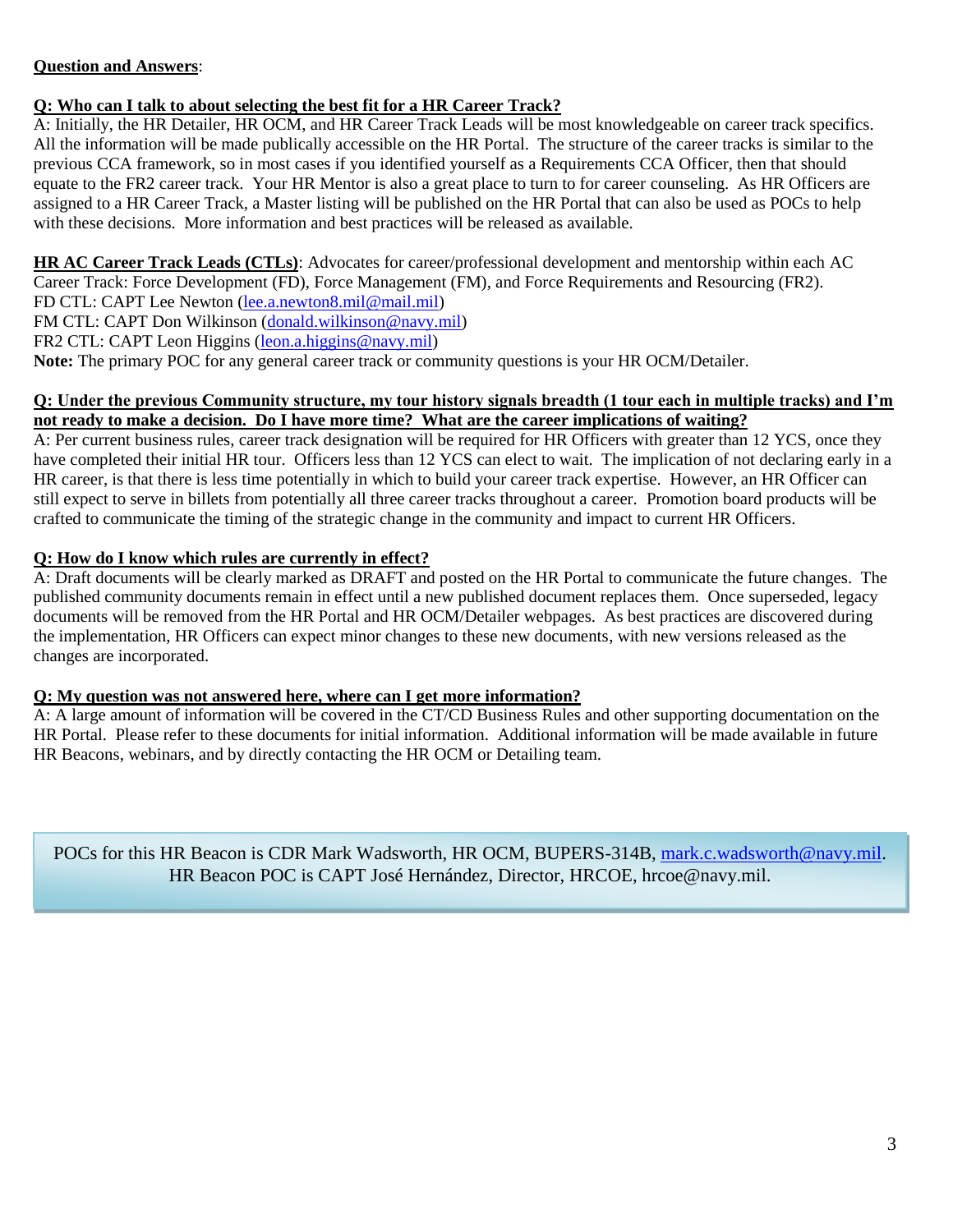**Question and Answers**:

**Q: Who can I talk to about selecting the best fit for a HR Career Track?**

A: Initially, the HR Detailer, HR OCM, and HR Career Track Leads will be most knowledgeable on career track specifics. All the information will be made publically accessible on the HR Portal. The structure of the career tracks is similar to the previous CCA framework, so in most cases if you identified yourself as a Requirements CCA Officer, then that should equate to the FR2 career track. Your HR Mentor is also a great place to turn to for career counseling. As HR Officers are assigned to a HR Career Track, a Master listing will be published on the HR Portal that can also be used as POCs to help with these decisions. More information and best practices will be released as available.

**HR AC Career Track Leads (CTLs)**: Advocates for career/professional development and mentorship within each AC Career Track: Force Development (FD), Force Management (FM), and Force Requirements and Resourcing (FR2).

FD CTL: CAPT Lee Newton (lee.a.newton8.mil@mail.mil)

FM CTL: CAPT Don Wilkinson (donald.wilkinson@navy.mil)

FR2 CTL: CAPT Leon Higgins (leon.a.higgins@navy.mil)

**Note:** The primary POC for any general career track or community questions is your HR OCM/Detailer.

**Q: Under the previous Community structure, my tour history signals breadth (1 tour each in multiple tracks) and I'm not ready to make a decision. Do I have more time? What are the career implications of waiting?**

A: Per current business rules, career track designation will be required for HR Officers with greater than 12 YCS, once they have completed their initial HR tour. Officers less than 12 YCS can elect to wait. The implication of not declaring early in a HR career, is that there is less time potentially in which to build your career track expertise. However, an HR Officer can still expect to serve in billets from potentially all three career tracks throughout a career. Promotion board products will be crafted to communicate the timing of the strategic change in the community and impact to current HR Officers.

**Q: How do I know which rules are currently in effect?**

A: Draft documents will be clearly marked as DRAFT and posted on the HR Portal to communicate the future changes. The published community documents remain in effect until a new published document replaces them. Once superseded, legacy documents will be removed from the HR Portal and HR OCM/Detailer webpages. As best practices are discovered during the implementation, HR Officers can expect minor changes to these new documents, with new versions released as the changes are incorporated.

**Q: My question was not answered here, where can I get more information?**

A: A large amount of information will be covered in the CT/CD Business Rules and other supporting documentation on the HR Portal. Please refer to these documents for initial information. Additional information will be made available in future HR Beacons, webinars, and by directly contacting the HR OCM or Detailing team.

POCs for this HR Beacon is CDR Mark Wadsworth, HR OCM, BUPERS-314B, mark.c.wadsworth@navy.mil.
HR Beacon POC is CAPT José Hernández, Director, HRCOE, hrcoe@navy.mil.